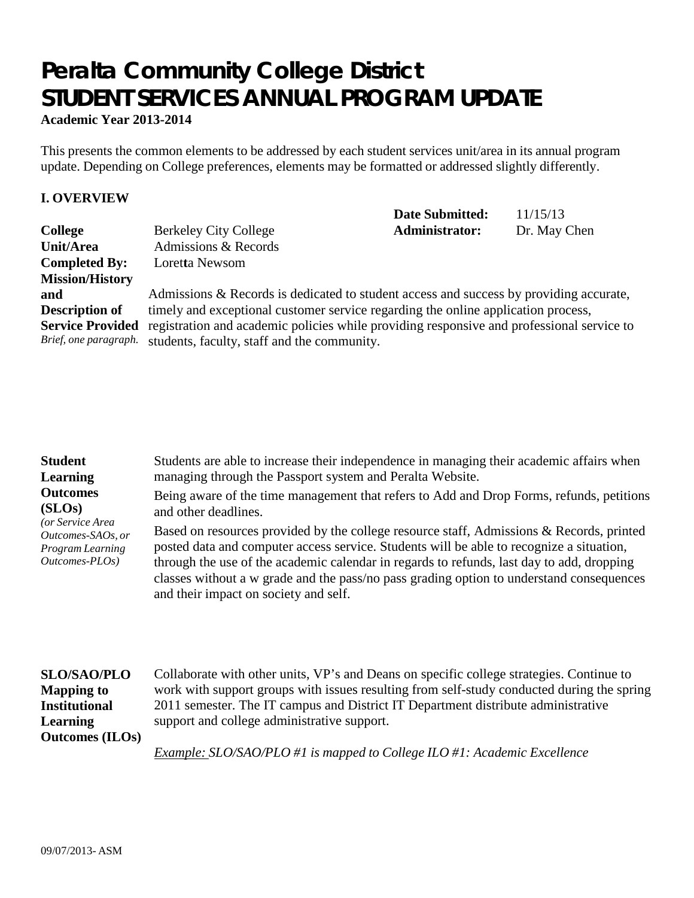# Peralta Community College District
# STUDENT SERVICES ANNUAL PROGRAM UPDATE

**Academic Year 2013-2014**

This presents the common elements to be addressed by each student services unit/area in its annual program update. Depending on College preferences, elements may be formatted or addressed slightly differently.

## I. OVERVIEW

| | | | |
|---|---|---|---|
| | | **Date Submitted:** | 11/15/13 |
| **College** | Berkeley City College | **Administrator:** | Dr. May Chen |
| **Unit/Area** | Admissions & Records | | |
| **Completed By:** | Loretta Newsom | | |

**Mission/History and Description of Service Provided** *Brief, one paragraph.*

Admissions & Records is dedicated to student access and success by providing accurate, timely and exceptional customer service regarding the online application process, registration and academic policies while providing responsive and professional service to students, faculty, staff and the community.

**Student Learning Outcomes (SLOs)** *(or Service Area Outcomes-SAOs, or Program Learning Outcomes-PLOs)*

Students are able to increase their independence in managing their academic affairs when managing through the Passport system and Peralta Website.

Being aware of the time management that refers to Add and Drop Forms, refunds, petitions and other deadlines.

Based on resources provided by the college resource staff, Admissions & Records, printed posted data and computer access service. Students will be able to recognize a situation, through the use of the academic calendar in regards to refunds, last day to add, dropping classes without a w grade and the pass/no pass grading option to understand consequences and their impact on society and self.

**SLO/SAO/PLO Mapping to Institutional Learning Outcomes (ILOs)**

Collaborate with other units, VP's and Deans on specific college strategies. Continue to work with support groups with issues resulting from self-study conducted during the spring 2011 semester. The IT campus and District IT Department distribute administrative support and college administrative support.

*Example: SLO/SAO/PLO #1 is mapped to College ILO #1: Academic Excellence*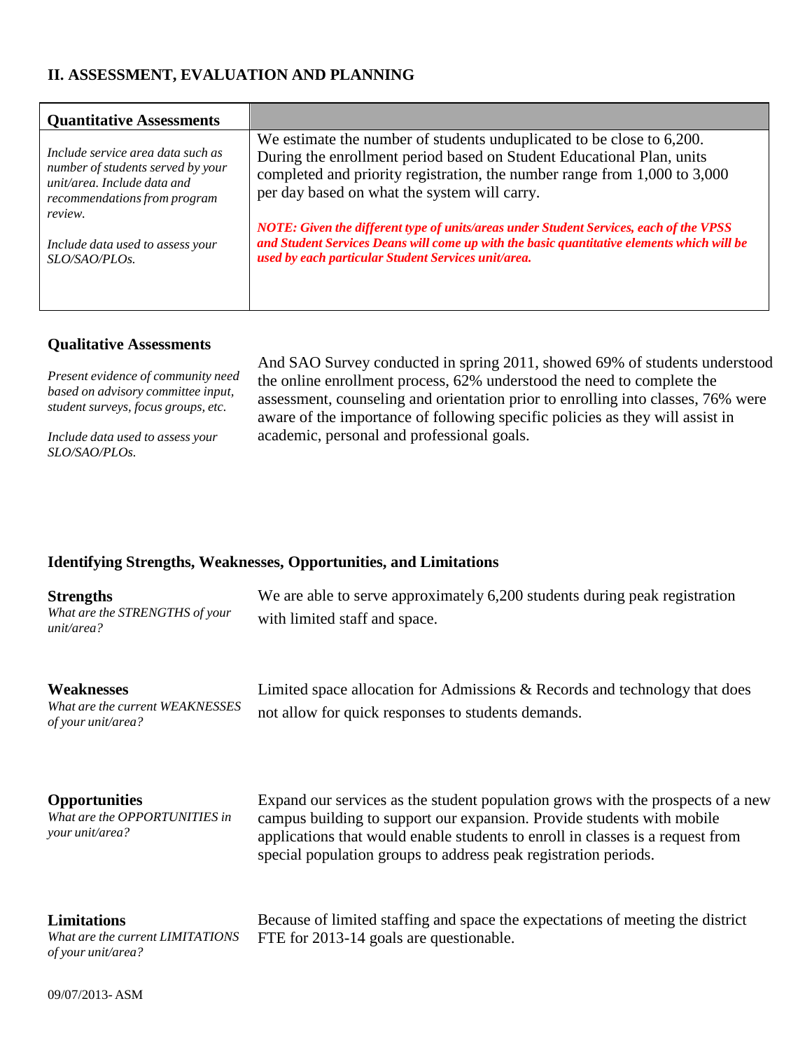## II. ASSESSMENT, EVALUATION AND PLANNING

| Quantitative Assessments | |
|---|---|
| *Include service area data such as number of students served by your unit/area. Include data and recommendations from program review.*<br><br>*Include data used to assess your SLO/SAO/PLOs.* | We estimate the number of students unduplicated to be close to 6,200. During the enrollment period based on Student Educational Plan, units completed and priority registration, the number range from 1,000 to 3,000 per day based on what the system will carry.<br><br>***NOTE: Given the different type of units/areas under Student Services, each of the VPSS and Student Services Deans will come up with the basic quantitative elements which will be used by each particular Student Services unit/area.*** |

### Qualitative Assessments

*Present evidence of community need based on advisory committee input, student surveys, focus groups, etc.*

*Include data used to assess your SLO/SAO/PLOs.*

And SAO Survey conducted in spring 2011, showed 69% of students understood the online enrollment process, 62% understood the need to complete the assessment, counseling and orientation prior to enrolling into classes, 76% were aware of the importance of following specific policies as they will assist in academic, personal and professional goals.

### Identifying Strengths, Weaknesses, Opportunities, and Limitations

**Strengths**
*What are the STRENGTHS of your unit/area?*

We are able to serve approximately 6,200 students during peak registration with limited staff and space.

**Weaknesses**
*What are the current WEAKNESSES of your unit/area?*

Limited space allocation for Admissions & Records and technology that does not allow for quick responses to students demands.

**Opportunities**
*What are the OPPORTUNITIES in your unit/area?*

Expand our services as the student population grows with the prospects of a new campus building to support our expansion. Provide students with mobile applications that would enable students to enroll in classes is a request from special population groups to address peak registration periods.

**Limitations**
*What are the current LIMITATIONS of your unit/area?*

Because of limited staffing and space the expectations of meeting the district FTE for 2013-14 goals are questionable.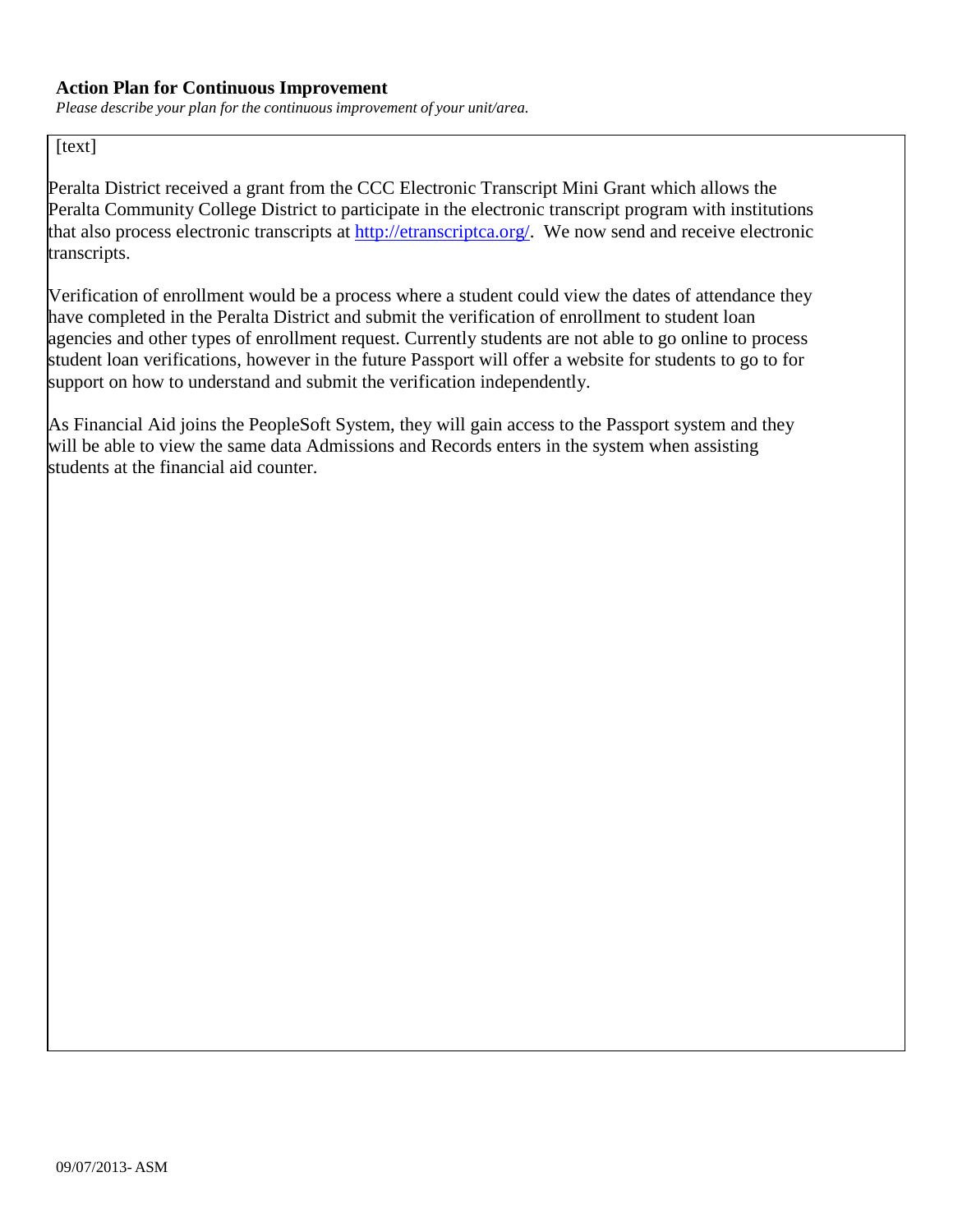**Action Plan for Continuous Improvement**

*Please describe your plan for the continuous improvement of your unit/area.*

[text]

Peralta District received a grant from the CCC Electronic Transcript Mini Grant which allows the Peralta Community College District to participate in the electronic transcript program with institutions that also process electronic transcripts at http://etranscriptca.org/. We now send and receive electronic transcripts.

Verification of enrollment would be a process where a student could view the dates of attendance they have completed in the Peralta District and submit the verification of enrollment to student loan agencies and other types of enrollment request. Currently students are not able to go online to process student loan verifications, however in the future Passport will offer a website for students to go to for support on how to understand and submit the verification independently.

As Financial Aid joins the PeopleSoft System, they will gain access to the Passport system and they will be able to view the same data Admissions and Records enters in the system when assisting students at the financial aid counter.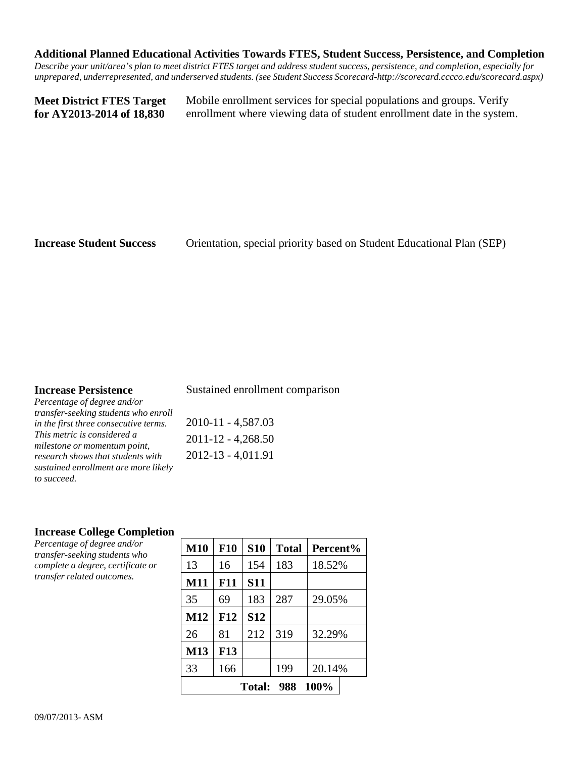**Additional Planned Educational Activities Towards FTES, Student Success, Persistence, and Completion**

*Describe your unit/area's plan to meet district FTES target and address student success, persistence, and completion, especially for unprepared, underrepresented, and underserved students. (see Student Success Scorecard-http://scorecard.cccco.edu/scorecard.aspx)*

**Meet District FTES Target for AY2013-2014 of 18,830**

Mobile enrollment services for special populations and groups. Verify enrollment where viewing data of student enrollment date in the system.

**Increase Student Success**

Orientation, special priority based on Student Educational Plan (SEP)

**Increase Persistence**

*Percentage of degree and/or transfer-seeking students who enroll in the first three consecutive terms. This metric is considered a milestone or momentum point, research shows that students with sustained enrollment are more likely to succeed.*

Sustained enrollment comparison

2010-11 - 4,587.03
2011-12 - 4,268.50
2012-13 - 4,011.91

**Increase College Completion**

*Percentage of degree and/or transfer-seeking students who complete a degree, certificate or transfer related outcomes.*

| M10 | F10 | S10 | Total | Percent% |
|---|---|---|---|---|
| 13 | 16 | 154 | 183 | 18.52% |
| **M11** | **F11** | **S11** | | |
| 35 | 69 | 183 | 287 | 29.05% |
| **M12** | **F12** | **S12** | | |
| 26 | 81 | 212 | 319 | 32.29% |
| **M13** | **F13** | | | |
| 33 | 166 | | 199 | 20.14% |
| | | **Total:** | **988** | **100%** |

09/07/2013- ASM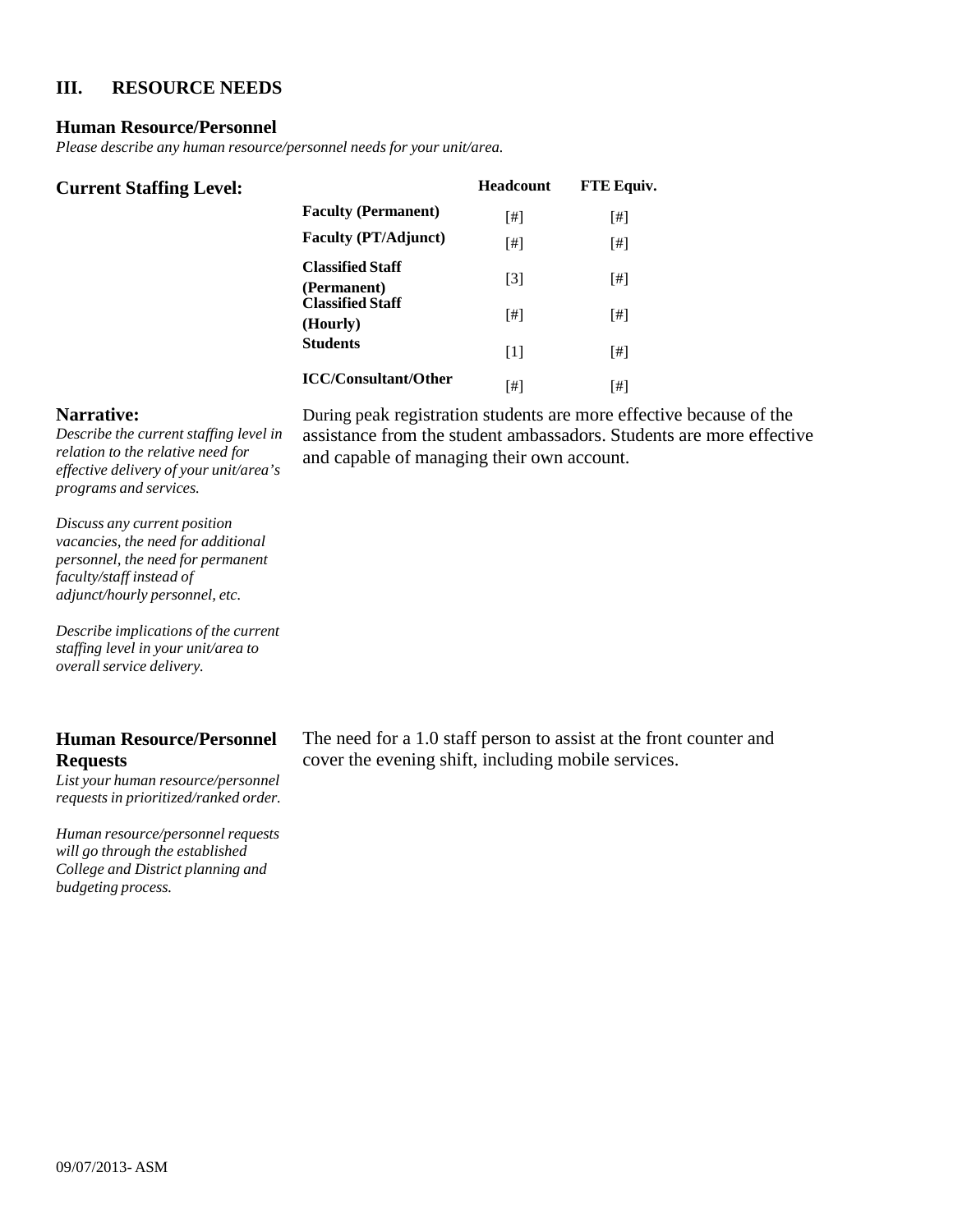## III. RESOURCE NEEDS

### Human Resource/Personnel

*Please describe any human resource/personnel needs for your unit/area.*

**Current Staffing Level:**

| | Headcount | FTE Equiv. |
|---|---|---|
| **Faculty (Permanent)** | [#] | [#] |
| **Faculty (PT/Adjunct)** | [#] | [#] |
| **Classified Staff (Permanent)** | [3] | [#] |
| **Classified Staff (Hourly)** | [#] | [#] |
| **Students** | [1] | [#] |
| **ICC/Consultant/Other** | [#] | [#] |

**Narrative:**

*Describe the current staffing level in relation to the relative need for effective delivery of your unit/area's programs and services.*

*Discuss any current position vacancies, the need for additional personnel, the need for permanent faculty/staff instead of adjunct/hourly personnel, etc.*

*Describe implications of the current staffing level in your unit/area to overall service delivery.*

During peak registration students are more effective because of the assistance from the student ambassadors. Students are more effective and capable of managing their own account.

**Human Resource/Personnel Requests**

*List your human resource/personnel requests in prioritized/ranked order.*

*Human resource/personnel requests will go through the established College and District planning and budgeting process.*

The need for a 1.0 staff person to assist at the front counter and cover the evening shift, including mobile services.

09/07/2013- ASM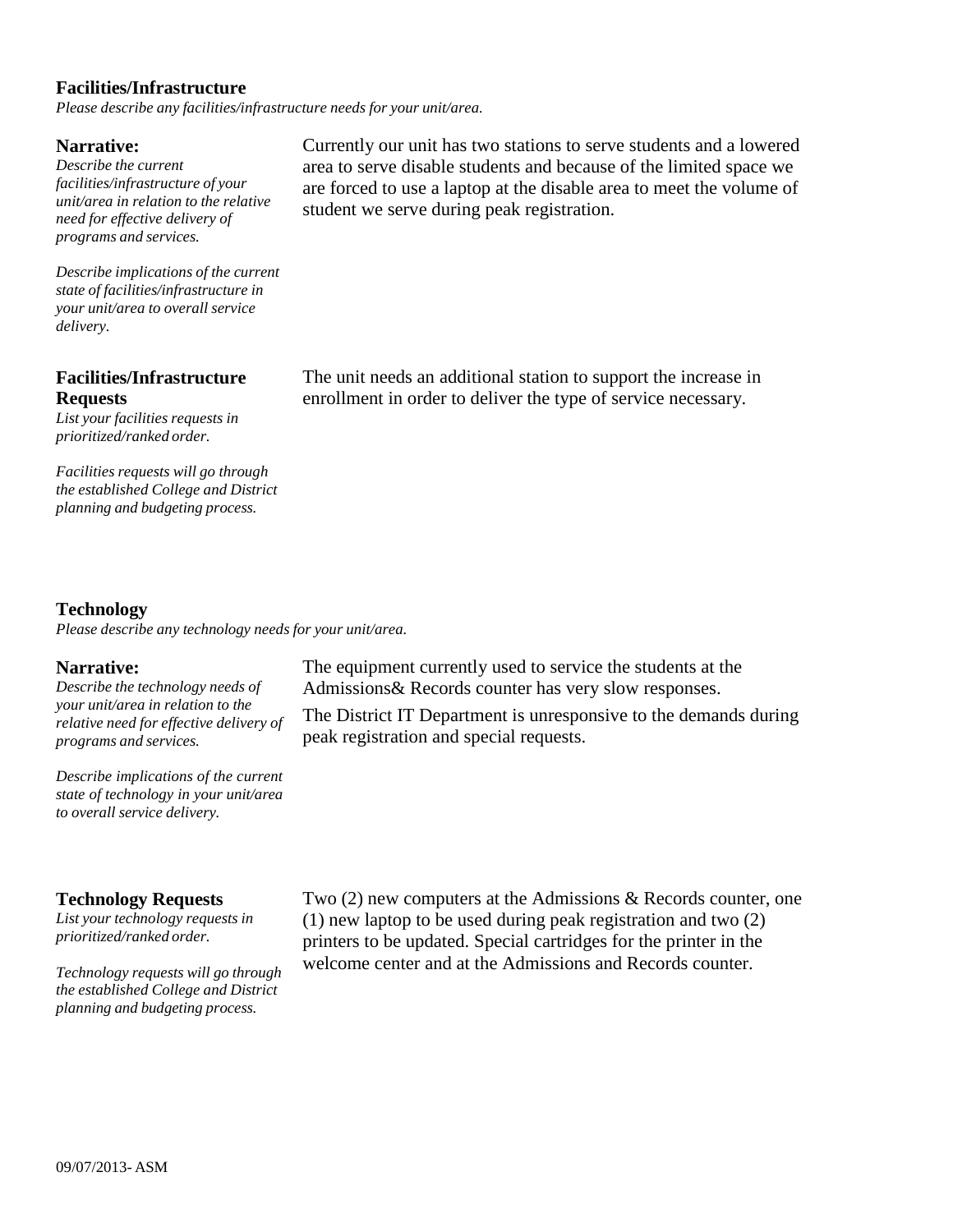## Facilities/Infrastructure

*Please describe any facilities/infrastructure needs for your unit/area.*

**Narrative:**

*Describe the current facilities/infrastructure of your unit/area in relation to the relative need for effective delivery of programs and services.*

*Describe implications of the current state of facilities/infrastructure in your unit/area to overall service delivery.*

Currently our unit has two stations to serve students and a lowered area to serve disable students and because of the limited space we are forced to use a laptop at the disable area to meet the volume of student we serve during peak registration.

**Facilities/Infrastructure Requests**

*List your facilities requests in prioritized/ranked order.*

*Facilities requests will go through the established College and District planning and budgeting process.*

The unit needs an additional station to support the increase in enrollment in order to deliver the type of service necessary.

## Technology

*Please describe any technology needs for your unit/area.*

**Narrative:**

*Describe the technology needs of your unit/area in relation to the relative need for effective delivery of programs and services.*

*Describe implications of the current state of technology in your unit/area to overall service delivery.*

The equipment currently used to service the students at the Admissions& Records counter has very slow responses.

The District IT Department is unresponsive to the demands during peak registration and special requests.

**Technology Requests**

*List your technology requests in prioritized/ranked order.*

*Technology requests will go through the established College and District planning and budgeting process.*

Two (2) new computers at the Admissions & Records counter, one (1) new laptop to be used during peak registration and two (2) printers to be updated. Special cartridges for the printer in the welcome center and at the Admissions and Records counter.

09/07/2013- ASM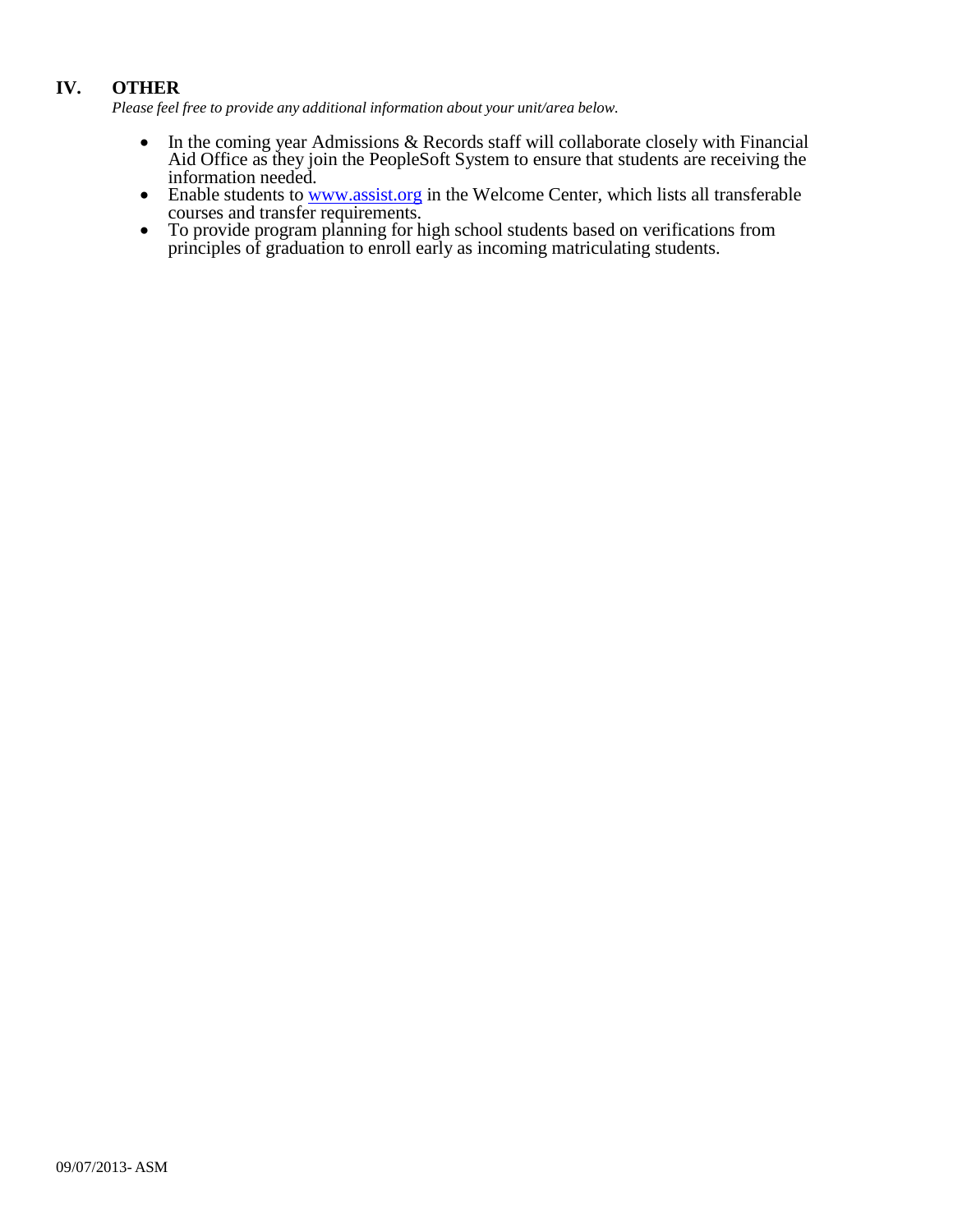## IV. OTHER

*Please feel free to provide any additional information about your unit/area below.*

- In the coming year Admissions & Records staff will collaborate closely with Financial Aid Office as they join the PeopleSoft System to ensure that students are receiving the information needed.
- Enable students to www.assist.org in the Welcome Center, which lists all transferable courses and transfer requirements.
- To provide program planning for high school students based on verifications from principles of graduation to enroll early as incoming matriculating students.